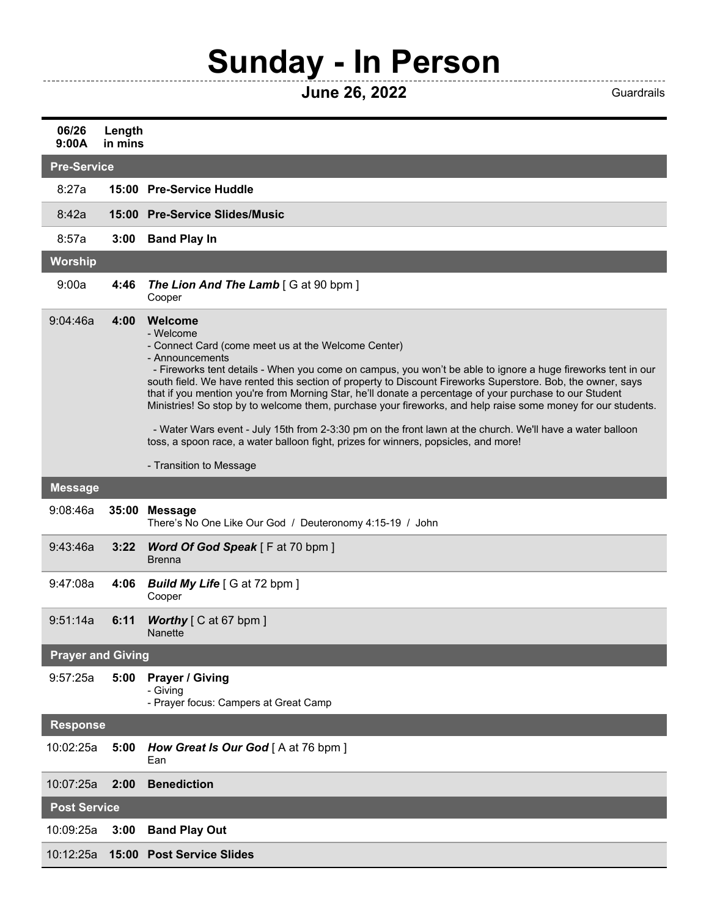# Sunday - In Person

**June 26, 2022** Guardrails

| 06/26 9:00A | Length in mins | |
|---|---|---|
| **Pre-Service** | | |
| 8:27a | **15:00** | **Pre-Service Huddle** |
| 8:42a | **15:00** | **Pre-Service Slides/Music** |
| 8:57a | **3:00** | **Band Play In** |
| **Worship** | | |
| 9:00a | **4:46** | ***The Lion And The Lamb*** [ G at 90 bpm ]<br>Cooper |
| 9:04:46a | **4:00** | **Welcome**<br>- Welcome<br>- Connect Card (come meet us at the Welcome Center)<br>- Announcements<br>- Fireworks tent details - When you come on campus, you won't be able to ignore a huge fireworks tent in our south field. We have rented this section of property to Discount Fireworks Superstore. Bob, the owner, says that if you mention you're from Morning Star, he'll donate a percentage of your purchase to our Student Ministries! So stop by to welcome them, purchase your fireworks, and help raise some money for our students.<br><br>- Water Wars event - July 15th from 2-3:30 pm on the front lawn at the church. We'll have a water balloon toss, a spoon race, a water balloon fight, prizes for winners, popsicles, and more!<br><br>- Transition to Message |
| **Message** | | |
| 9:08:46a | **35:00** | **Message**<br>There's No One Like Our God / Deuteronomy 4:15-19 / John |
| 9:43:46a | **3:22** | ***Word Of God Speak*** [ F at 70 bpm ]<br>Brenna |
| 9:47:08a | **4:06** | ***Build My Life*** [ G at 72 bpm ]<br>Cooper |
| 9:51:14a | **6:11** | ***Worthy*** [ C at 67 bpm ]<br>Nanette |
| **Prayer and Giving** | | |
| 9:57:25a | **5:00** | **Prayer / Giving**<br>- Giving<br>- Prayer focus: Campers at Great Camp |
| **Response** | | |
| 10:02:25a | **5:00** | ***How Great Is Our God*** [ A at 76 bpm ]<br>Ean |
| 10:07:25a | **2:00** | **Benediction** |
| **Post Service** | | |
| 10:09:25a | **3:00** | **Band Play Out** |
| 10:12:25a | **15:00** | **Post Service Slides** |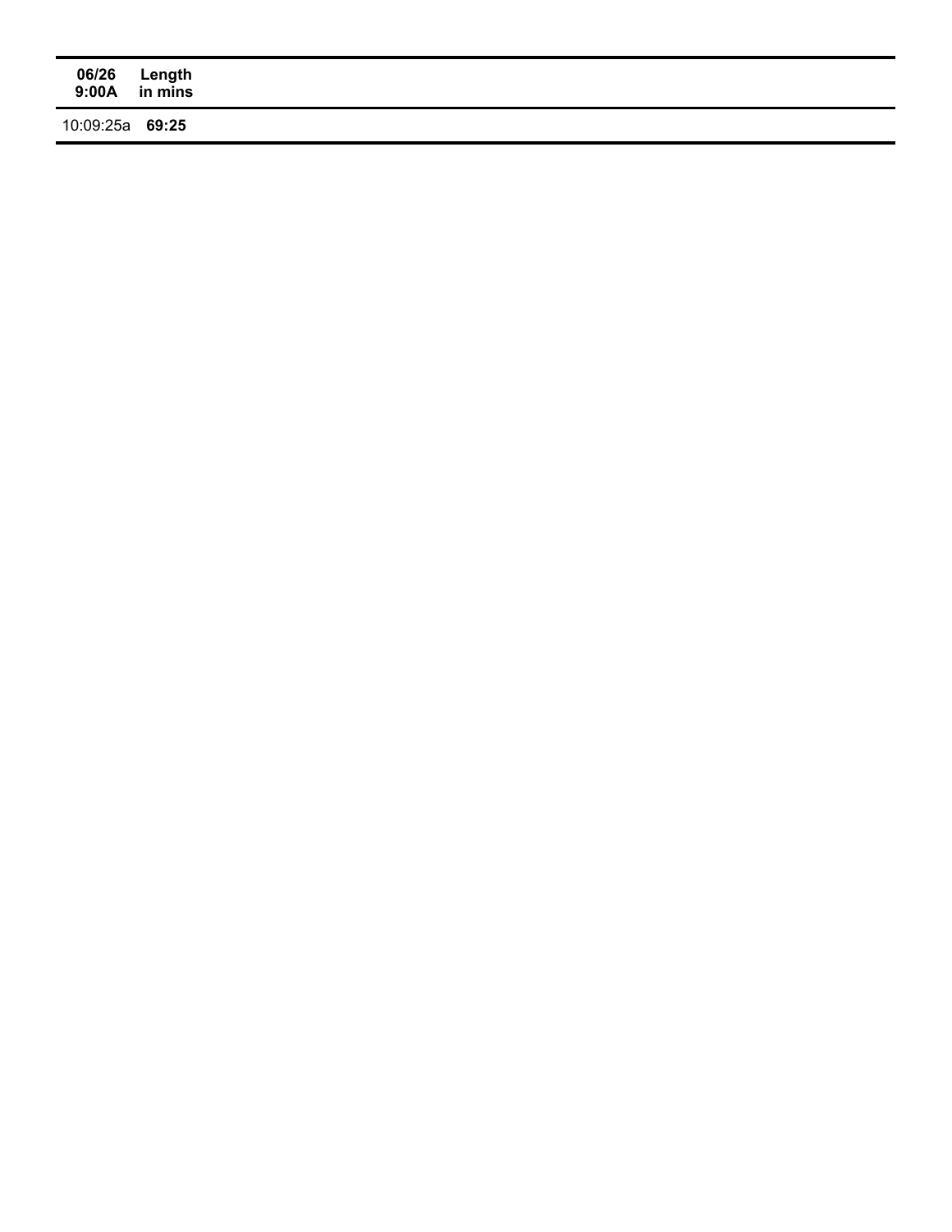| 06/26 9:00A | Length in mins |
| --- | --- |
| 10:09:25a | **69:25** |